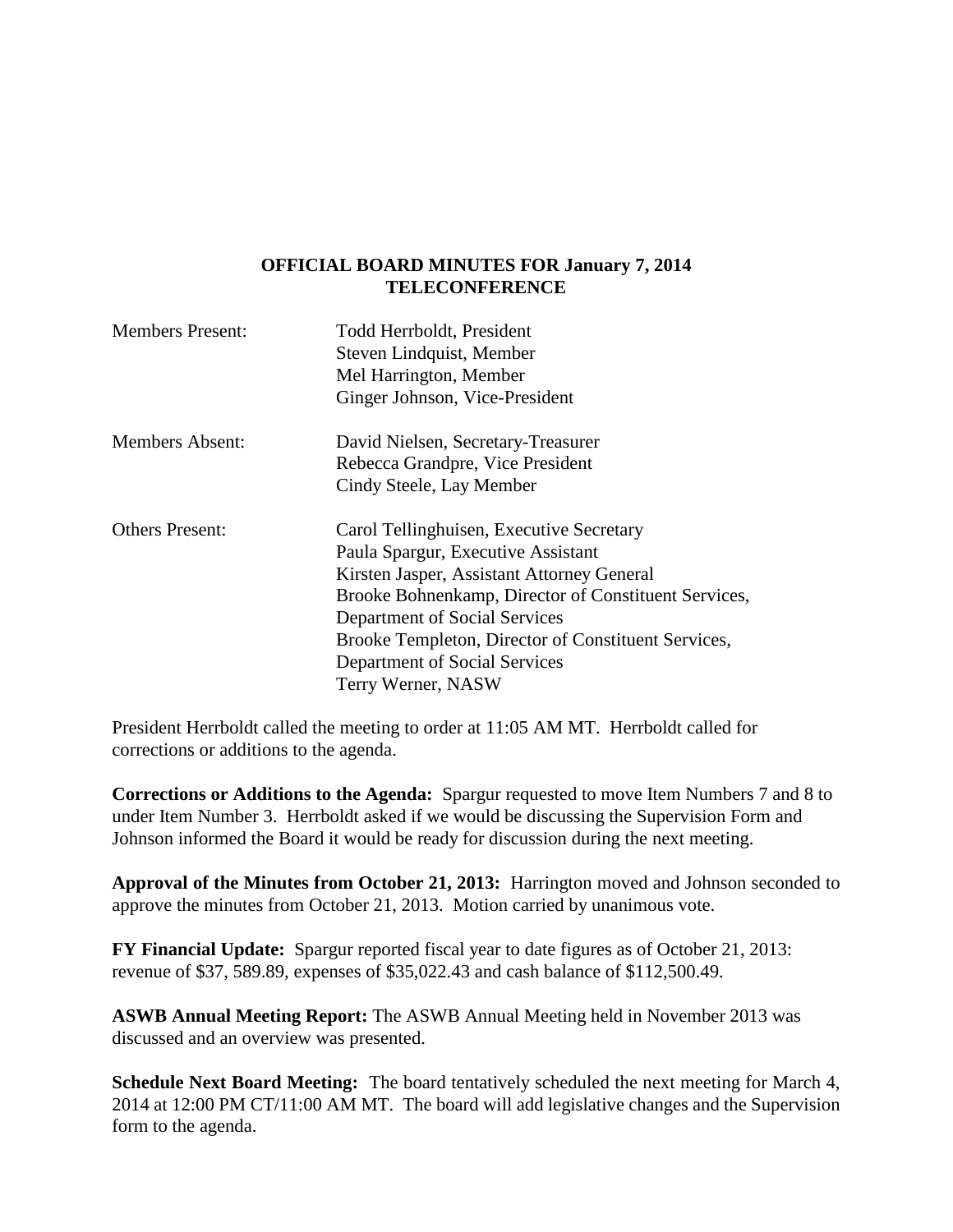**OFFICIAL BOARD MINUTES FOR January 7, 2014**
**TELECONFERENCE**

| | |
|---|---|
| Members Present: | Todd Herrboldt, President<br>Steven Lindquist, Member<br>Mel Harrington, Member<br>Ginger Johnson, Vice-President |
| Members Absent: | David Nielsen, Secretary-Treasurer<br>Rebecca Grandpre, Vice President<br>Cindy Steele, Lay Member |
| Others Present: | Carol Tellinghuisen, Executive Secretary<br>Paula Spargur, Executive Assistant<br>Kirsten Jasper, Assistant Attorney General<br>Brooke Bohnenkamp, Director of Constituent Services, Department of Social Services<br>Brooke Templeton, Director of Constituent Services, Department of Social Services<br>Terry Werner, NASW |

President Herrboldt called the meeting to order at 11:05 AM MT. Herrboldt called for corrections or additions to the agenda.

**Corrections or Additions to the Agenda:** Spargur requested to move Item Numbers 7 and 8 to under Item Number 3. Herrboldt asked if we would be discussing the Supervision Form and Johnson informed the Board it would be ready for discussion during the next meeting.

**Approval of the Minutes from October 21, 2013:** Harrington moved and Johnson seconded to approve the minutes from October 21, 2013. Motion carried by unanimous vote.

**FY Financial Update:** Spargur reported fiscal year to date figures as of October 21, 2013: revenue of $37, 589.89, expenses of $35,022.43 and cash balance of $112,500.49.

**ASWB Annual Meeting Report:** The ASWB Annual Meeting held in November 2013 was discussed and an overview was presented.

**Schedule Next Board Meeting:** The board tentatively scheduled the next meeting for March 4, 2014 at 12:00 PM CT/11:00 AM MT. The board will add legislative changes and the Supervision form to the agenda.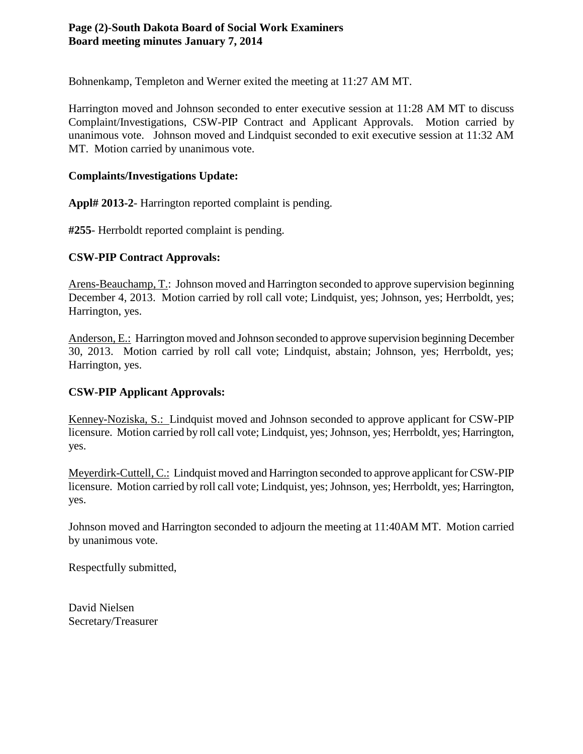Bohnenkamp, Templeton and Werner exited the meeting at 11:27 AM MT.

Harrington moved and Johnson seconded to enter executive session at 11:28 AM MT to discuss Complaint/Investigations, CSW-PIP Contract and Applicant Approvals. Motion carried by unanimous vote. Johnson moved and Lindquist seconded to exit executive session at 11:32 AM MT. Motion carried by unanimous vote.

**Complaints/Investigations Update:**

**Appl# 2013-2**- Harrington reported complaint is pending.

**#255**- Herrboldt reported complaint is pending.

**CSW-PIP Contract Approvals:**

Arens-Beauchamp, T.: Johnson moved and Harrington seconded to approve supervision beginning December 4, 2013. Motion carried by roll call vote; Lindquist, yes; Johnson, yes; Herrboldt, yes; Harrington, yes.

Anderson, E.: Harrington moved and Johnson seconded to approve supervision beginning December 30, 2013. Motion carried by roll call vote; Lindquist, abstain; Johnson, yes; Herrboldt, yes; Harrington, yes.

**CSW-PIP Applicant Approvals:**

Kenney-Noziska, S.: Lindquist moved and Johnson seconded to approve applicant for CSW-PIP licensure. Motion carried by roll call vote; Lindquist, yes; Johnson, yes; Herrboldt, yes; Harrington, yes.

Meyerdirk-Cuttell, C.: Lindquist moved and Harrington seconded to approve applicant for CSW-PIP licensure. Motion carried by roll call vote; Lindquist, yes; Johnson, yes; Herrboldt, yes; Harrington, yes.

Johnson moved and Harrington seconded to adjourn the meeting at 11:40AM MT. Motion carried by unanimous vote.

Respectfully submitted,

David Nielsen
Secretary/Treasurer